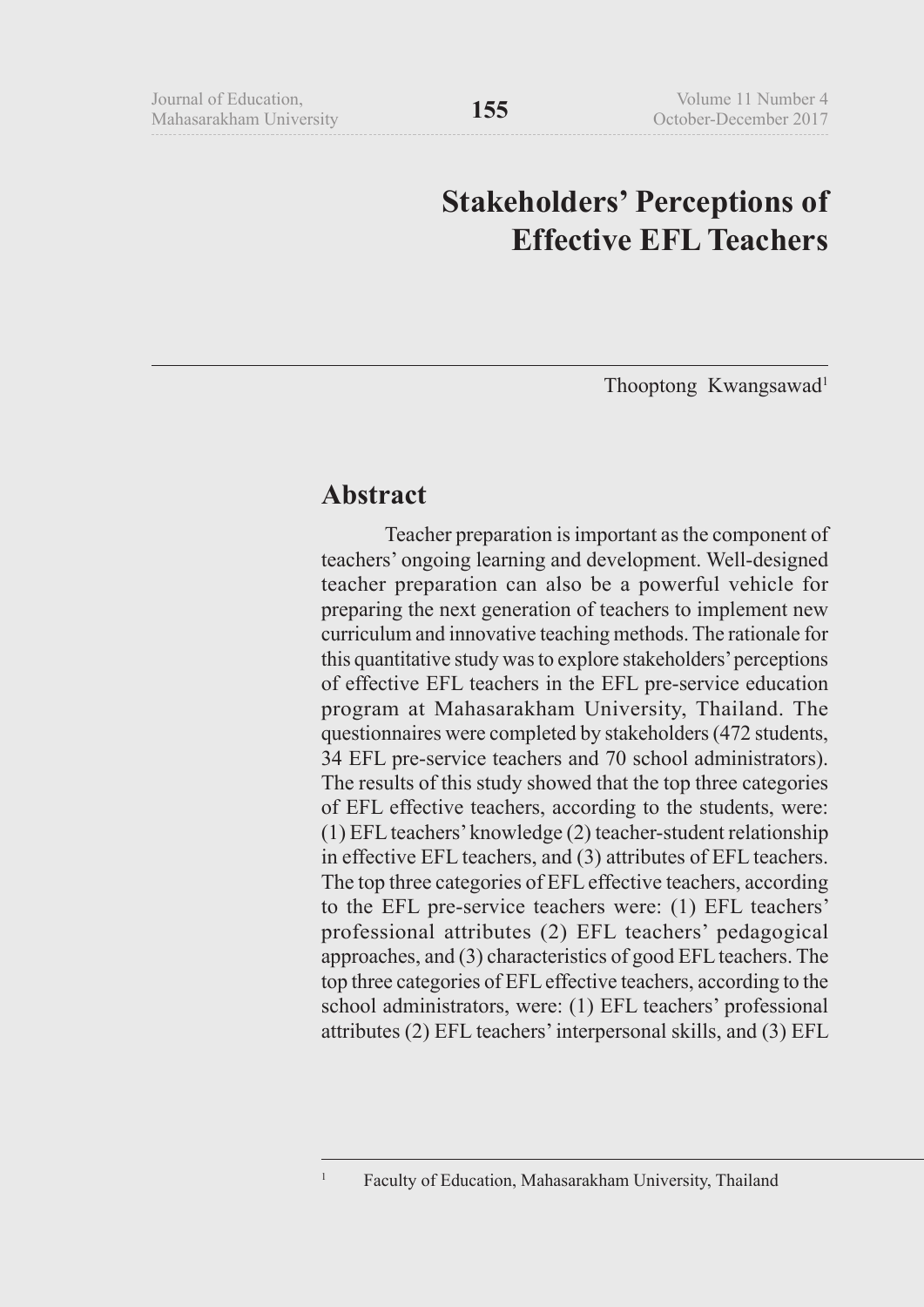# Stakeholders' Perceptions of Effective EFL Teachers

Thooptong Kwangsawad[1]

## Abstract

Teacher preparation is important as the component of teachers' ongoing learning and development. Well-designed teacher preparation can also be a powerful vehicle for preparing the next generation of teachers to implement new curriculum and innovative teaching methods. The rationale for this quantitative study was to explore stakeholders' perceptions of effective EFL teachers in the EFL pre-service education program at Mahasarakham University, Thailand. The questionnaires were completed by stakeholders (472 students, 34 EFL pre-service teachers and 70 school administrators). The results of this study showed that the top three categories of EFL effective teachers, according to the students, were: (1) EFL teachers' knowledge (2) teacher-student relationship in effective EFL teachers, and (3) attributes of EFL teachers. The top three categories of EFL effective teachers, according to the EFL pre-service teachers were: (1) EFL teachers' professional attributes (2) EFL teachers' pedagogical approaches, and (3) characteristics of good EFL teachers. The top three categories of EFL effective teachers, according to the school administrators, were: (1) EFL teachers' professional attributes (2) EFL teachers' interpersonal skills, and (3) EFL

[1] Faculty of Education, Mahasarakham University, Thailand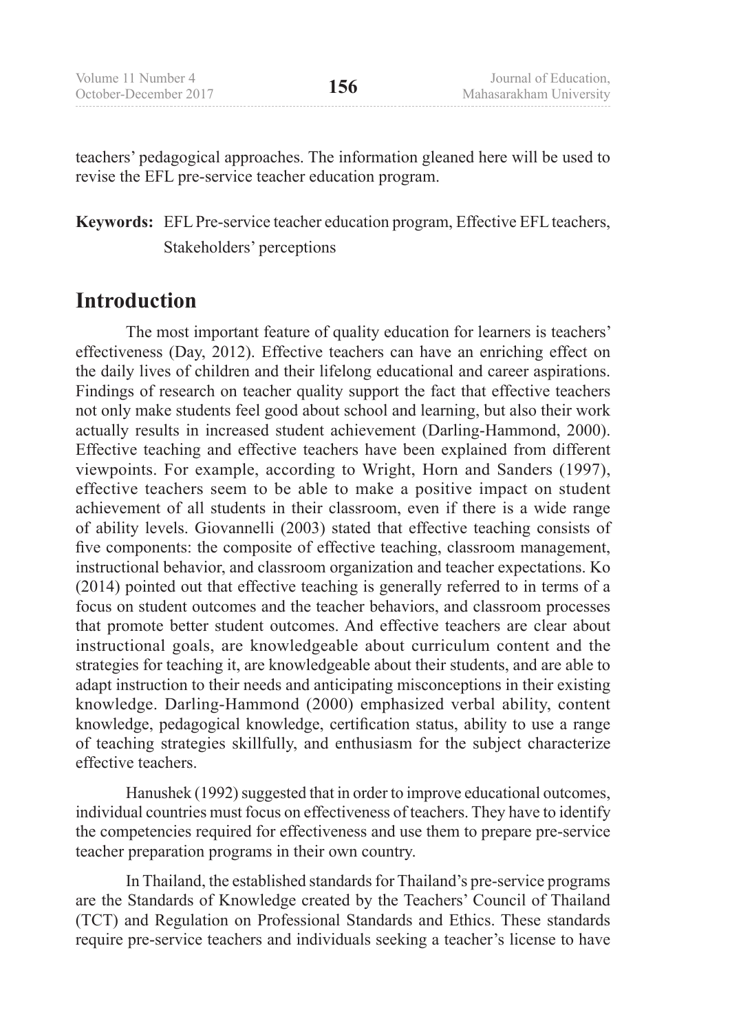teachers' pedagogical approaches. The information gleaned here will be used to revise the EFL pre-service teacher education program.

**Keywords:** EFL Pre-service teacher education program, Effective EFL teachers, Stakeholders' perceptions

## Introduction

The most important feature of quality education for learners is teachers' effectiveness (Day, 2012). Effective teachers can have an enriching effect on the daily lives of children and their lifelong educational and career aspirations. Findings of research on teacher quality support the fact that effective teachers not only make students feel good about school and learning, but also their work actually results in increased student achievement (Darling-Hammond, 2000). Effective teaching and effective teachers have been explained from different viewpoints. For example, according to Wright, Horn and Sanders (1997), effective teachers seem to be able to make a positive impact on student achievement of all students in their classroom, even if there is a wide range of ability levels. Giovannelli (2003) stated that effective teaching consists of five components: the composite of effective teaching, classroom management, instructional behavior, and classroom organization and teacher expectations. Ko (2014) pointed out that effective teaching is generally referred to in terms of a focus on student outcomes and the teacher behaviors, and classroom processes that promote better student outcomes. And effective teachers are clear about instructional goals, are knowledgeable about curriculum content and the strategies for teaching it, are knowledgeable about their students, and are able to adapt instruction to their needs and anticipating misconceptions in their existing knowledge. Darling-Hammond (2000) emphasized verbal ability, content knowledge, pedagogical knowledge, certification status, ability to use a range of teaching strategies skillfully, and enthusiasm for the subject characterize effective teachers.

Hanushek (1992) suggested that in order to improve educational outcomes, individual countries must focus on effectiveness of teachers. They have to identify the competencies required for effectiveness and use them to prepare pre-service teacher preparation programs in their own country.

In Thailand, the established standards for Thailand's pre-service programs are the Standards of Knowledge created by the Teachers' Council of Thailand (TCT) and Regulation on Professional Standards and Ethics. These standards require pre-service teachers and individuals seeking a teacher's license to have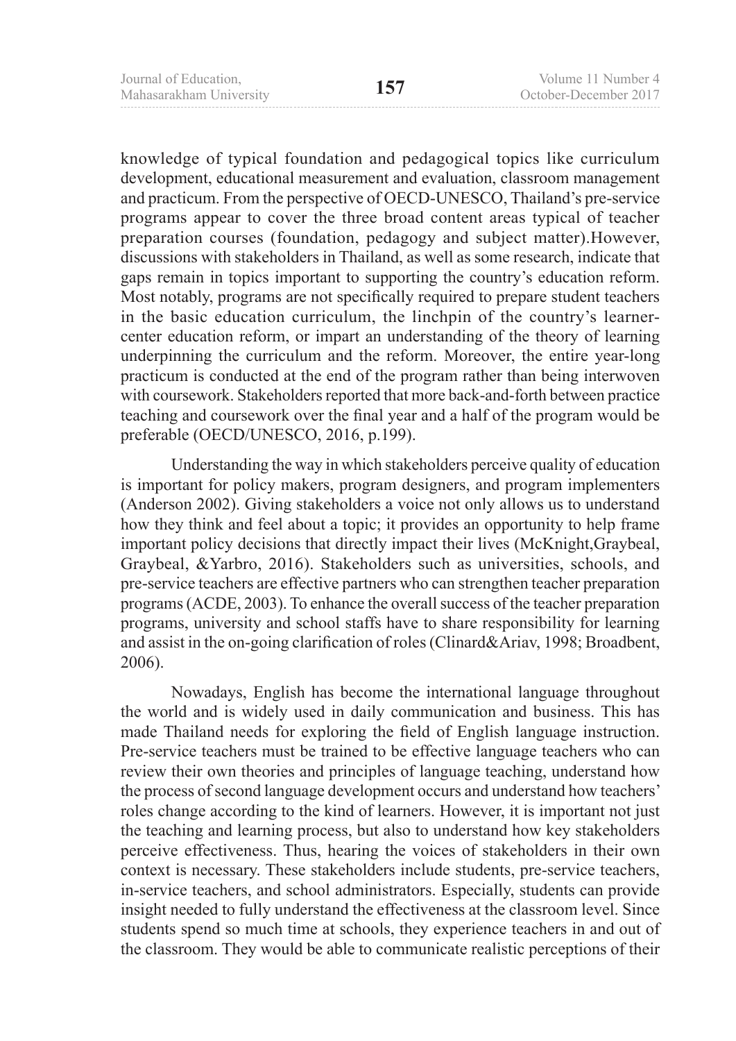knowledge of typical foundation and pedagogical topics like curriculum development, educational measurement and evaluation, classroom management and practicum. From the perspective of OECD-UNESCO, Thailand's pre-service programs appear to cover the three broad content areas typical of teacher preparation courses (foundation, pedagogy and subject matter).However, discussions with stakeholders in Thailand, as well as some research, indicate that gaps remain in topics important to supporting the country's education reform. Most notably, programs are not specifically required to prepare student teachers in the basic education curriculum, the linchpin of the country's learner-center education reform, or impart an understanding of the theory of learning underpinning the curriculum and the reform. Moreover, the entire year-long practicum is conducted at the end of the program rather than being interwoven with coursework. Stakeholders reported that more back-and-forth between practice teaching and coursework over the final year and a half of the program would be preferable (OECD/UNESCO, 2016, p.199).

Understanding the way in which stakeholders perceive quality of education is important for policy makers, program designers, and program implementers (Anderson 2002). Giving stakeholders a voice not only allows us to understand how they think and feel about a topic; it provides an opportunity to help frame important policy decisions that directly impact their lives (McKnight,Graybeal, Graybeal, &Yarbro, 2016). Stakeholders such as universities, schools, and pre-service teachers are effective partners who can strengthen teacher preparation programs (ACDE, 2003). To enhance the overall success of the teacher preparation programs, university and school staffs have to share responsibility for learning and assist in the on-going clarification of roles (Clinard&Ariav, 1998; Broadbent, 2006).

Nowadays, English has become the international language throughout the world and is widely used in daily communication and business. This has made Thailand needs for exploring the field of English language instruction. Pre-service teachers must be trained to be effective language teachers who can review their own theories and principles of language teaching, understand how the process of second language development occurs and understand how teachers' roles change according to the kind of learners. However, it is important not just the teaching and learning process, but also to understand how key stakeholders perceive effectiveness. Thus, hearing the voices of stakeholders in their own context is necessary. These stakeholders include students, pre-service teachers, in-service teachers, and school administrators. Especially, students can provide insight needed to fully understand the effectiveness at the classroom level. Since students spend so much time at schools, they experience teachers in and out of the classroom. They would be able to communicate realistic perceptions of their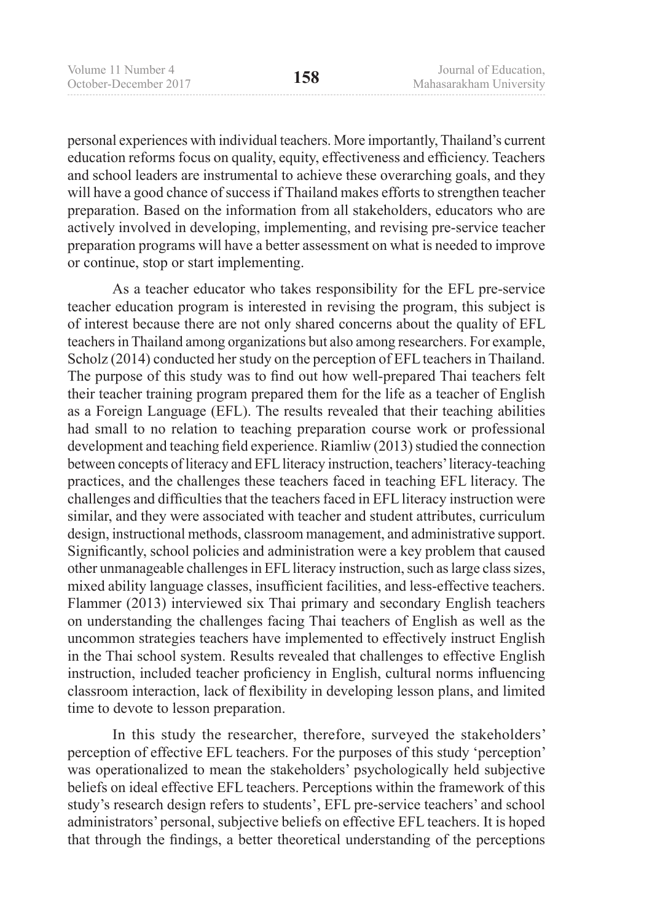personal experiences with individual teachers. More importantly, Thailand's current education reforms focus on quality, equity, effectiveness and efficiency. Teachers and school leaders are instrumental to achieve these overarching goals, and they will have a good chance of success if Thailand makes efforts to strengthen teacher preparation. Based on the information from all stakeholders, educators who are actively involved in developing, implementing, and revising pre-service teacher preparation programs will have a better assessment on what is needed to improve or continue, stop or start implementing.

As a teacher educator who takes responsibility for the EFL pre-service teacher education program is interested in revising the program, this subject is of interest because there are not only shared concerns about the quality of EFL teachers in Thailand among organizations but also among researchers. For example, Scholz (2014) conducted her study on the perception of EFL teachers in Thailand. The purpose of this study was to find out how well-prepared Thai teachers felt their teacher training program prepared them for the life as a teacher of English as a Foreign Language (EFL). The results revealed that their teaching abilities had small to no relation to teaching preparation course work or professional development and teaching field experience. Riamliw (2013) studied the connection between concepts of literacy and EFL literacy instruction, teachers' literacy-teaching practices, and the challenges these teachers faced in teaching EFL literacy. The challenges and difficulties that the teachers faced in EFL literacy instruction were similar, and they were associated with teacher and student attributes, curriculum design, instructional methods, classroom management, and administrative support. Significantly, school policies and administration were a key problem that caused other unmanageable challenges in EFL literacy instruction, such as large class sizes, mixed ability language classes, insufficient facilities, and less-effective teachers. Flammer (2013) interviewed six Thai primary and secondary English teachers on understanding the challenges facing Thai teachers of English as well as the uncommon strategies teachers have implemented to effectively instruct English in the Thai school system. Results revealed that challenges to effective English instruction, included teacher proficiency in English, cultural norms influencing classroom interaction, lack of flexibility in developing lesson plans, and limited time to devote to lesson preparation.

In this study the researcher, therefore, surveyed the stakeholders' perception of effective EFL teachers. For the purposes of this study 'perception' was operationalized to mean the stakeholders' psychologically held subjective beliefs on ideal effective EFL teachers. Perceptions within the framework of this study's research design refers to students', EFL pre-service teachers' and school administrators' personal, subjective beliefs on effective EFL teachers. It is hoped that through the findings, a better theoretical understanding of the perceptions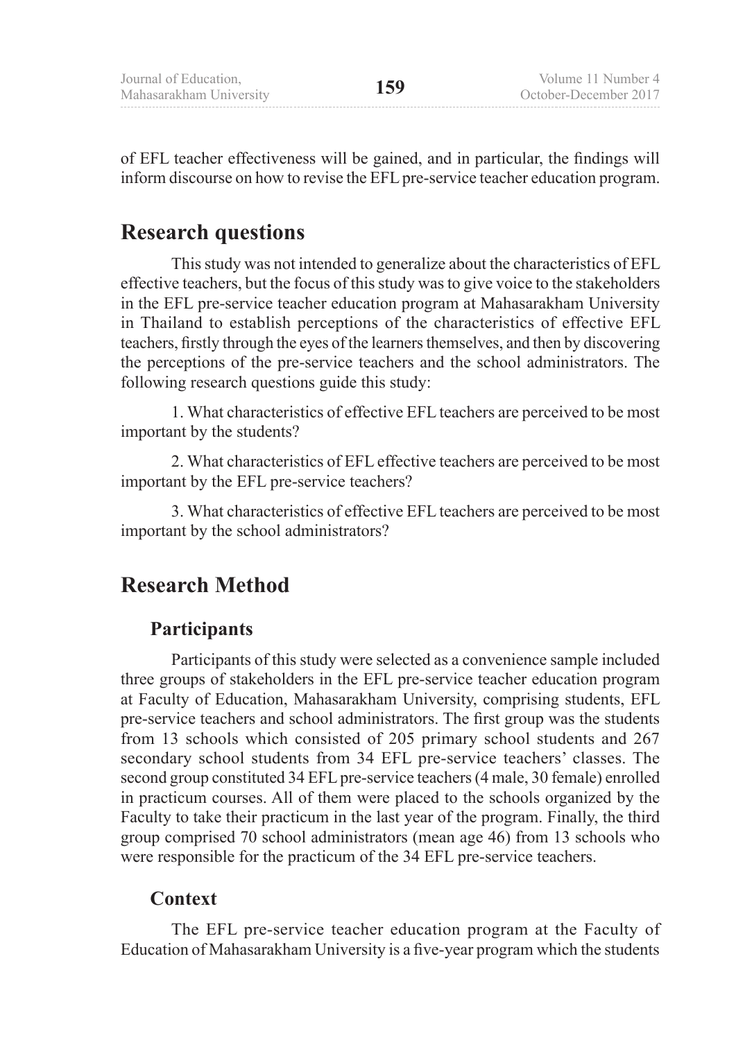of EFL teacher effectiveness will be gained, and in particular, the findings will inform discourse on how to revise the EFL pre-service teacher education program.

## Research questions

This study was not intended to generalize about the characteristics of EFL effective teachers, but the focus of this study was to give voice to the stakeholders in the EFL pre-service teacher education program at Mahasarakham University in Thailand to establish perceptions of the characteristics of effective EFL teachers, firstly through the eyes of the learners themselves, and then by discovering the perceptions of the pre-service teachers and the school administrators. The following research questions guide this study:

1. What characteristics of effective EFL teachers are perceived to be most important by the students?

2. What characteristics of EFL effective teachers are perceived to be most important by the EFL pre-service teachers?

3. What characteristics of effective EFL teachers are perceived to be most important by the school administrators?

## Research Method

### Participants

Participants of this study were selected as a convenience sample included three groups of stakeholders in the EFL pre-service teacher education program at Faculty of Education, Mahasarakham University, comprising students, EFL pre-service teachers and school administrators. The first group was the students from 13 schools which consisted of 205 primary school students and 267 secondary school students from 34 EFL pre-service teachers' classes. The second group constituted 34 EFL pre-service teachers (4 male, 30 female) enrolled in practicum courses. All of them were placed to the schools organized by the Faculty to take their practicum in the last year of the program. Finally, the third group comprised 70 school administrators (mean age 46) from 13 schools who were responsible for the practicum of the 34 EFL pre-service teachers.

### Context

The EFL pre-service teacher education program at the Faculty of Education of Mahasarakham University is a five-year program which the students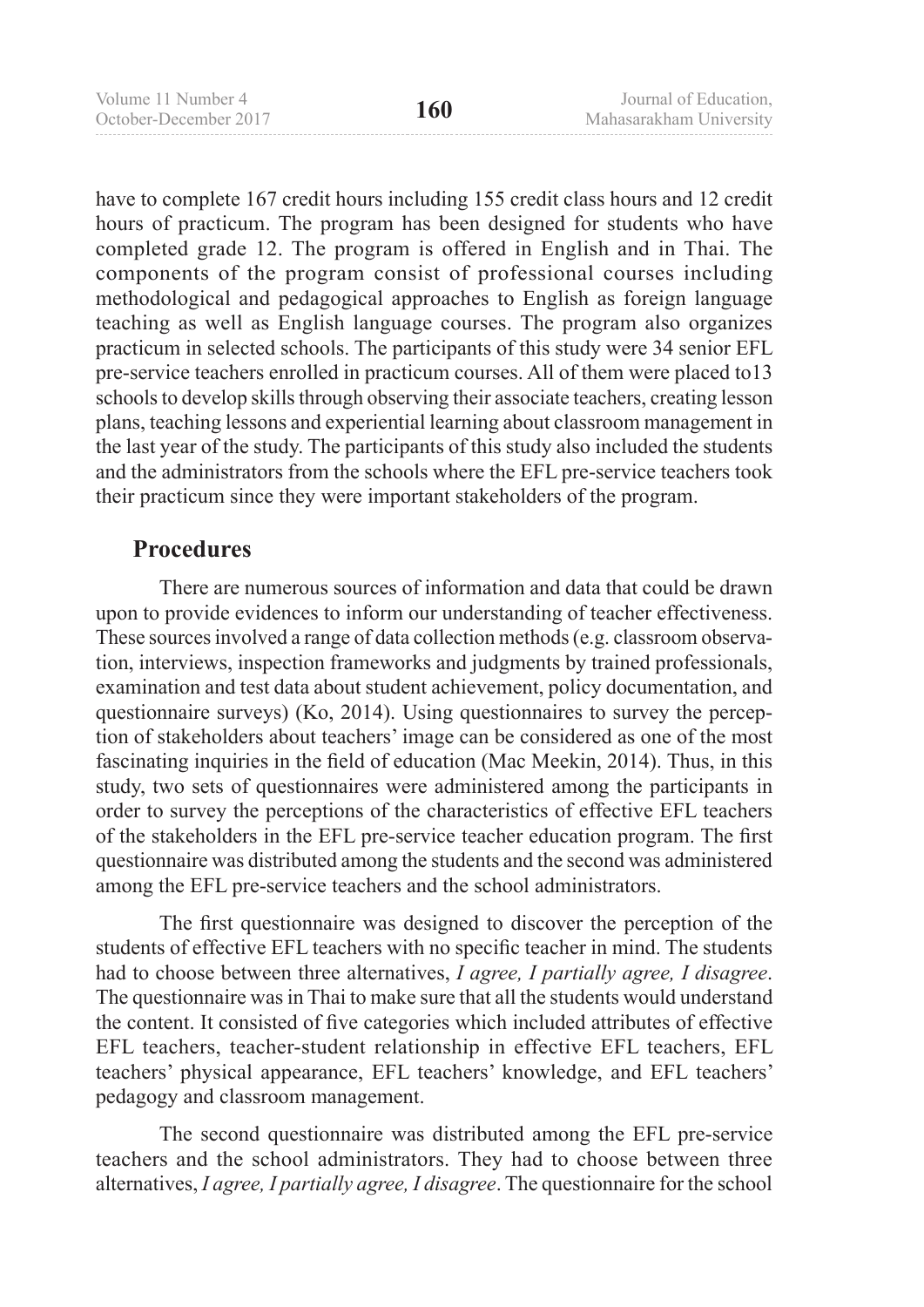have to complete 167 credit hours including 155 credit class hours and 12 credit hours of practicum. The program has been designed for students who have completed grade 12. The program is offered in English and in Thai. The components of the program consist of professional courses including methodological and pedagogical approaches to English as foreign language teaching as well as English language courses. The program also organizes practicum in selected schools. The participants of this study were 34 senior EFL pre-service teachers enrolled in practicum courses. All of them were placed to13 schools to develop skills through observing their associate teachers, creating lesson plans, teaching lessons and experiential learning about classroom management in the last year of the study. The participants of this study also included the students and the administrators from the schools where the EFL pre-service teachers took their practicum since they were important stakeholders of the program.

## Procedures

There are numerous sources of information and data that could be drawn upon to provide evidences to inform our understanding of teacher effectiveness. These sources involved a range of data collection methods (e.g. classroom observation, interviews, inspection frameworks and judgments by trained professionals, examination and test data about student achievement, policy documentation, and questionnaire surveys) (Ko, 2014). Using questionnaires to survey the perception of stakeholders about teachers' image can be considered as one of the most fascinating inquiries in the field of education (Mac Meekin, 2014). Thus, in this study, two sets of questionnaires were administered among the participants in order to survey the perceptions of the characteristics of effective EFL teachers of the stakeholders in the EFL pre-service teacher education program. The first questionnaire was distributed among the students and the second was administered among the EFL pre-service teachers and the school administrators.

The first questionnaire was designed to discover the perception of the students of effective EFL teachers with no specific teacher in mind. The students had to choose between three alternatives, *I agree, I partially agree, I disagree*. The questionnaire was in Thai to make sure that all the students would understand the content. It consisted of five categories which included attributes of effective EFL teachers, teacher-student relationship in effective EFL teachers, EFL teachers' physical appearance, EFL teachers' knowledge, and EFL teachers' pedagogy and classroom management.

The second questionnaire was distributed among the EFL pre-service teachers and the school administrators. They had to choose between three alternatives, *I agree, I partially agree, I disagree*. The questionnaire for the school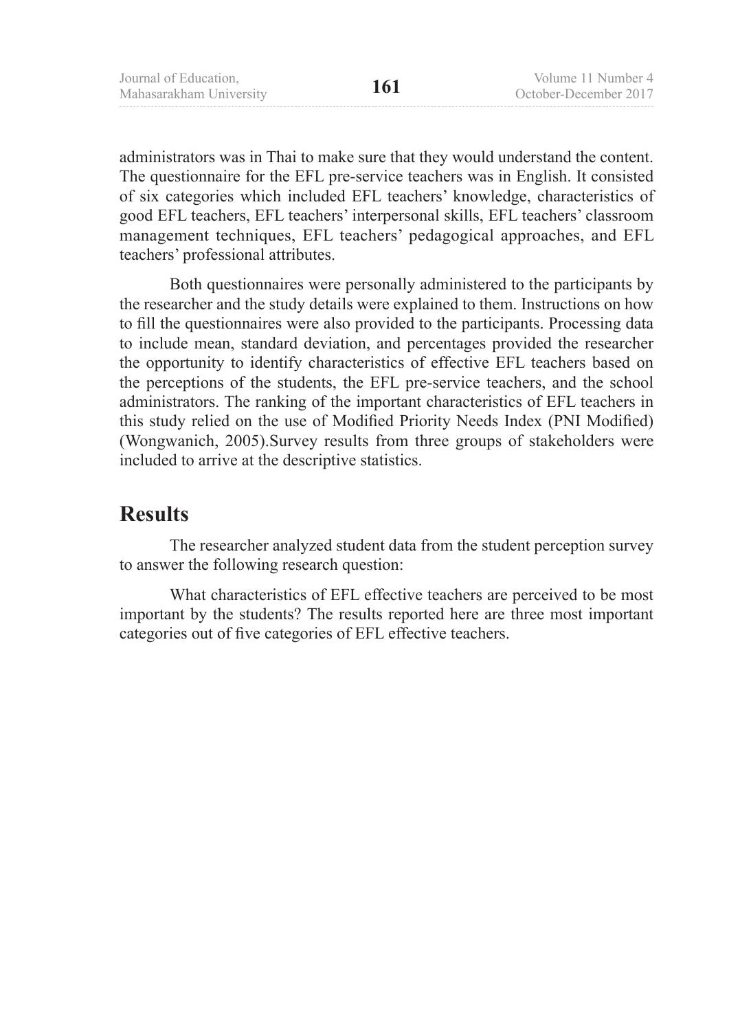administrators was in Thai to make sure that they would understand the content. The questionnaire for the EFL pre-service teachers was in English. It consisted of six categories which included EFL teachers' knowledge, characteristics of good EFL teachers, EFL teachers' interpersonal skills, EFL teachers' classroom management techniques, EFL teachers' pedagogical approaches, and EFL teachers' professional attributes.

Both questionnaires were personally administered to the participants by the researcher and the study details were explained to them. Instructions on how to fill the questionnaires were also provided to the participants. Processing data to include mean, standard deviation, and percentages provided the researcher the opportunity to identify characteristics of effective EFL teachers based on the perceptions of the students, the EFL pre-service teachers, and the school administrators. The ranking of the important characteristics of EFL teachers in this study relied on the use of Modified Priority Needs Index (PNI Modified) (Wongwanich, 2005).Survey results from three groups of stakeholders were included to arrive at the descriptive statistics.

## Results

The researcher analyzed student data from the student perception survey to answer the following research question:

What characteristics of EFL effective teachers are perceived to be most important by the students? The results reported here are three most important categories out of five categories of EFL effective teachers.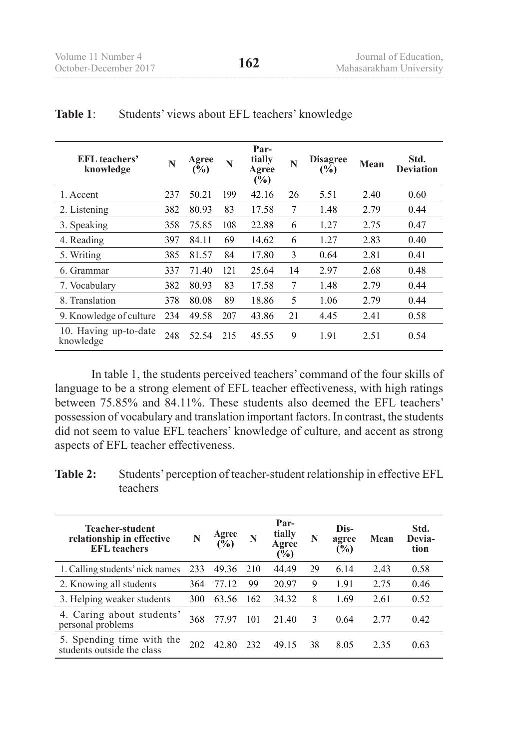**Table 1**: Students' views about EFL teachers' knowledge

| EFL teachers' knowledge | N | Agree (%) | N | Partially Agree (%) | N | Disagree (%) | Mean | Std. Deviation |
|---|---|---|---|---|---|---|---|---|
| 1. Accent | 237 | 50.21 | 199 | 42.16 | 26 | 5.51 | 2.40 | 0.60 |
| 2. Listening | 382 | 80.93 | 83 | 17.58 | 7 | 1.48 | 2.79 | 0.44 |
| 3. Speaking | 358 | 75.85 | 108 | 22.88 | 6 | 1.27 | 2.75 | 0.47 |
| 4. Reading | 397 | 84.11 | 69 | 14.62 | 6 | 1.27 | 2.83 | 0.40 |
| 5. Writing | 385 | 81.57 | 84 | 17.80 | 3 | 0.64 | 2.81 | 0.41 |
| 6. Grammar | 337 | 71.40 | 121 | 25.64 | 14 | 2.97 | 2.68 | 0.48 |
| 7. Vocabulary | 382 | 80.93 | 83 | 17.58 | 7 | 1.48 | 2.79 | 0.44 |
| 8. Translation | 378 | 80.08 | 89 | 18.86 | 5 | 1.06 | 2.79 | 0.44 |
| 9. Knowledge of culture | 234 | 49.58 | 207 | 43.86 | 21 | 4.45 | 2.41 | 0.58 |
| 10. Having up-to-date knowledge | 248 | 52.54 | 215 | 45.55 | 9 | 1.91 | 2.51 | 0.54 |

In table 1, the students perceived teachers' command of the four skills of language to be a strong element of EFL teacher effectiveness, with high ratings between 75.85% and 84.11%. These students also deemed the EFL teachers' possession of vocabulary and translation important factors. In contrast, the students did not seem to value EFL teachers' knowledge of culture, and accent as strong aspects of EFL teacher effectiveness.

**Table 2:** Students' perception of teacher-student relationship in effective EFL teachers

| Teacher-student relationship in effective EFL teachers | N | Agree (%) | N | Partially Agree (%) | N | Disagree (%) | Mean | Std. Deviation |
|---|---|---|---|---|---|---|---|---|
| 1. Calling students' nick names | 233 | 49.36 | 210 | 44.49 | 29 | 6.14 | 2.43 | 0.58 |
| 2. Knowing all students | 364 | 77.12 | 99 | 20.97 | 9 | 1.91 | 2.75 | 0.46 |
| 3. Helping weaker students | 300 | 63.56 | 162 | 34.32 | 8 | 1.69 | 2.61 | 0.52 |
| 4. Caring about students' personal problems | 368 | 77.97 | 101 | 21.40 | 3 | 0.64 | 2.77 | 0.42 |
| 5. Spending time with the students outside the class | 202 | 42.80 | 232 | 49.15 | 38 | 8.05 | 2.35 | 0.63 |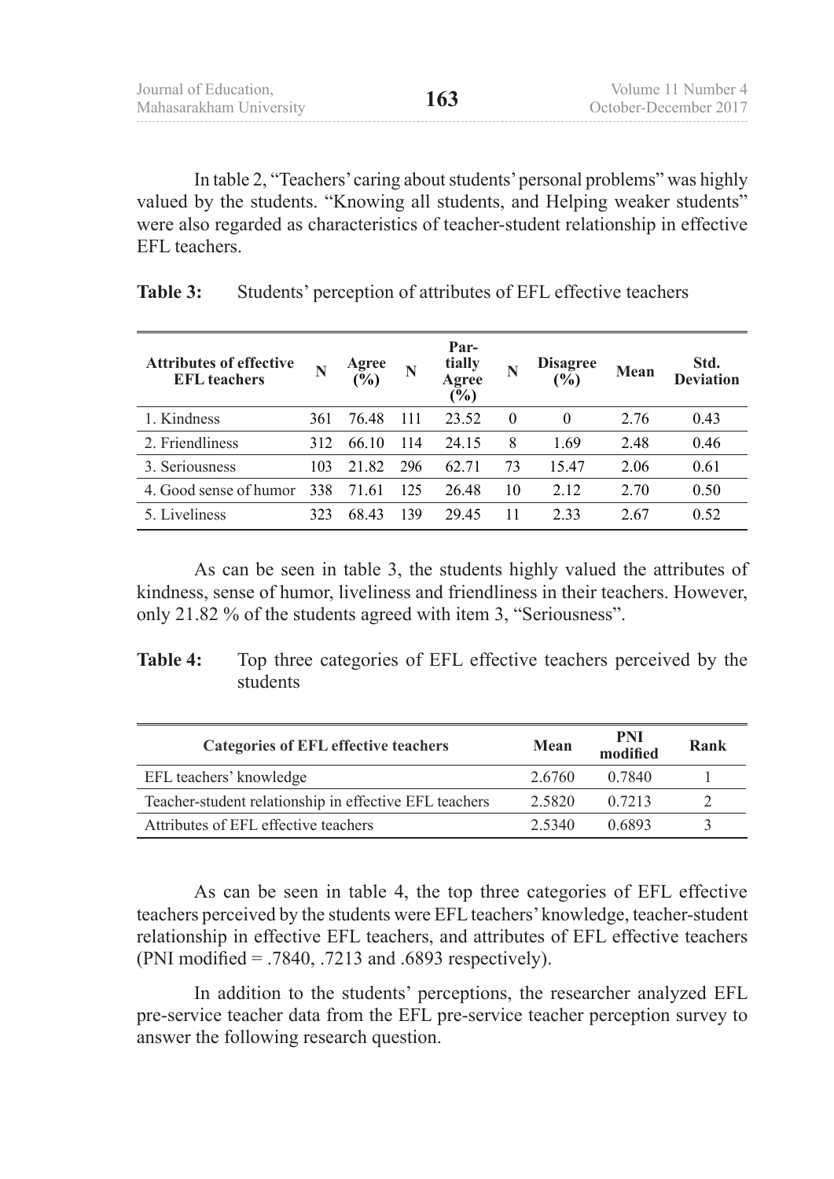In table 2, "Teachers' caring about students' personal problems" was highly valued by the students. "Knowing all students, and Helping weaker students" were also regarded as characteristics of teacher-student relationship in effective EFL teachers.

**Table 3:** Students' perception of attributes of EFL effective teachers

| Attributes of effective EFL teachers | N | Agree (%) | N | Partially Agree (%) | N | Disagree (%) | Mean | Std. Deviation |
|---|---|---|---|---|---|---|---|---|
| 1. Kindness | 361 | 76.48 | 111 | 23.52 | 0 | 0 | 2.76 | 0.43 |
| 2. Friendliness | 312 | 66.10 | 114 | 24.15 | 8 | 1.69 | 2.48 | 0.46 |
| 3. Seriousness | 103 | 21.82 | 296 | 62.71 | 73 | 15.47 | 2.06 | 0.61 |
| 4. Good sense of humor | 338 | 71.61 | 125 | 26.48 | 10 | 2.12 | 2.70 | 0.50 |
| 5. Liveliness | 323 | 68.43 | 139 | 29.45 | 11 | 2.33 | 2.67 | 0.52 |

As can be seen in table 3, the students highly valued the attributes of kindness, sense of humor, liveliness and friendliness in their teachers. However, only 21.82 % of the students agreed with item 3, "Seriousness".

**Table 4:** Top three categories of EFL effective teachers perceived by the students

| Categories of EFL effective teachers | Mean | PNI modified | Rank |
|---|---|---|---|
| EFL teachers' knowledge | 2.6760 | 0.7840 | 1 |
| Teacher-student relationship in effective EFL teachers | 2.5820 | 0.7213 | 2 |
| Attributes of EFL effective teachers | 2.5340 | 0.6893 | 3 |

As can be seen in table 4, the top three categories of EFL effective teachers perceived by the students were EFL teachers' knowledge, teacher-student relationship in effective EFL teachers, and attributes of EFL effective teachers (PNI modified = .7840, .7213 and .6893 respectively).

In addition to the students' perceptions, the researcher analyzed EFL pre-service teacher data from the EFL pre-service teacher perception survey to answer the following research question.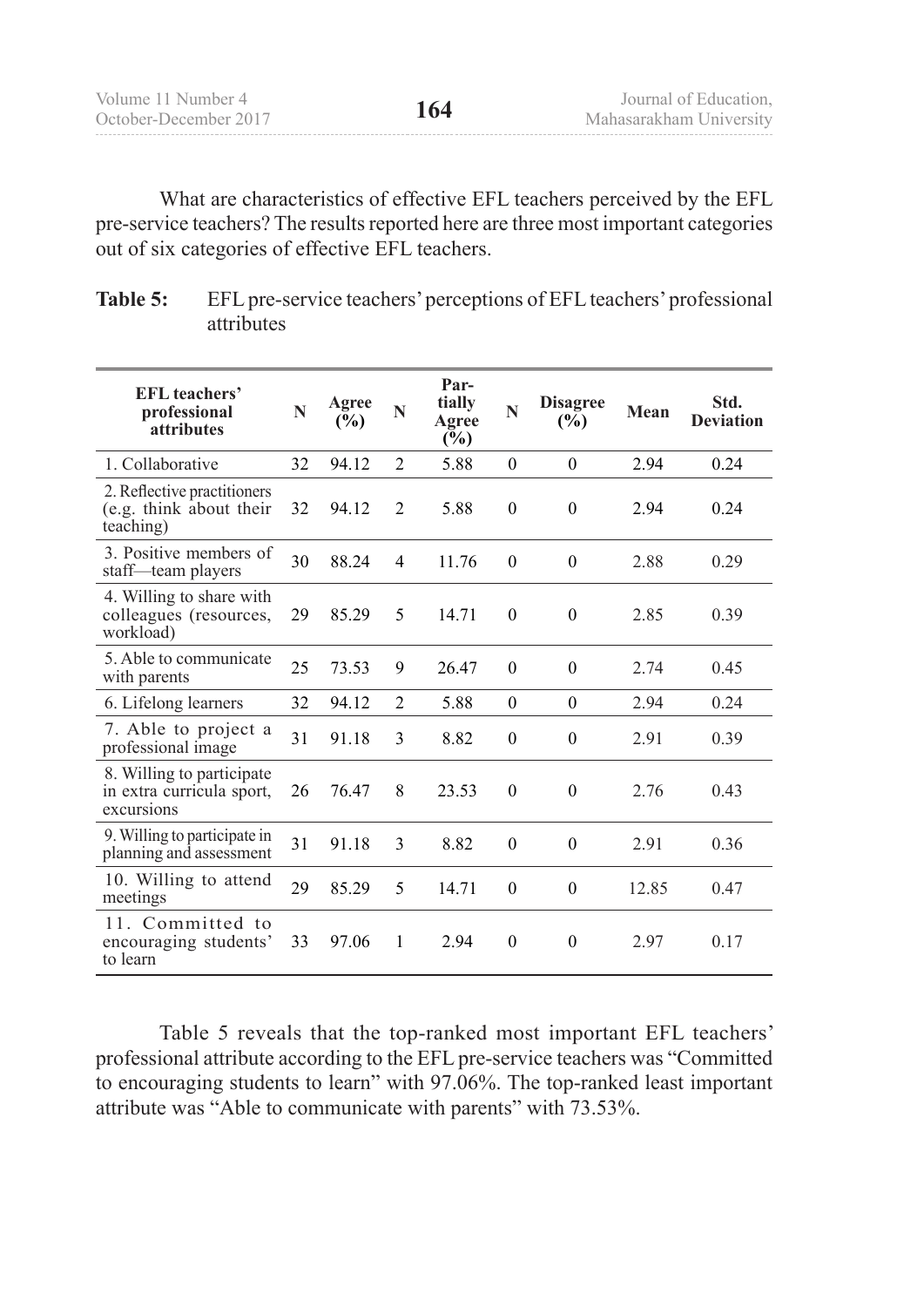What are characteristics of effective EFL teachers perceived by the EFL pre-service teachers? The results reported here are three most important categories out of six categories of effective EFL teachers.

**Table 5:** EFL pre-service teachers' perceptions of EFL teachers' professional attributes

| EFL teachers' professional attributes | N | Agree (%) | N | Partially Agree (%) | N | Disagree (%) | Mean | Std. Deviation |
|---|---|---|---|---|---|---|---|---|
| 1. Collaborative | 32 | 94.12 | 2 | 5.88 | 0 | 0 | 2.94 | 0.24 |
| 2. Reflective practitioners (e.g. think about their teaching) | 32 | 94.12 | 2 | 5.88 | 0 | 0 | 2.94 | 0.24 |
| 3. Positive members of staff—team players | 30 | 88.24 | 4 | 11.76 | 0 | 0 | 2.88 | 0.29 |
| 4. Willing to share with colleagues (resources, workload) | 29 | 85.29 | 5 | 14.71 | 0 | 0 | 2.85 | 0.39 |
| 5. Able to communicate with parents | 25 | 73.53 | 9 | 26.47 | 0 | 0 | 2.74 | 0.45 |
| 6. Lifelong learners | 32 | 94.12 | 2 | 5.88 | 0 | 0 | 2.94 | 0.24 |
| 7. Able to project a professional image | 31 | 91.18 | 3 | 8.82 | 0 | 0 | 2.91 | 0.39 |
| 8. Willing to participate in extra curricula sport, excursions | 26 | 76.47 | 8 | 23.53 | 0 | 0 | 2.76 | 0.43 |
| 9. Willing to participate in planning and assessment | 31 | 91.18 | 3 | 8.82 | 0 | 0 | 2.91 | 0.36 |
| 10. Willing to attend meetings | 29 | 85.29 | 5 | 14.71 | 0 | 0 | 12.85 | 0.47 |
| 11. Committed to encouraging students' to learn | 33 | 97.06 | 1 | 2.94 | 0 | 0 | 2.97 | 0.17 |

Table 5 reveals that the top-ranked most important EFL teachers' professional attribute according to the EFL pre-service teachers was "Committed to encouraging students to learn" with 97.06%. The top-ranked least important attribute was "Able to communicate with parents" with 73.53%.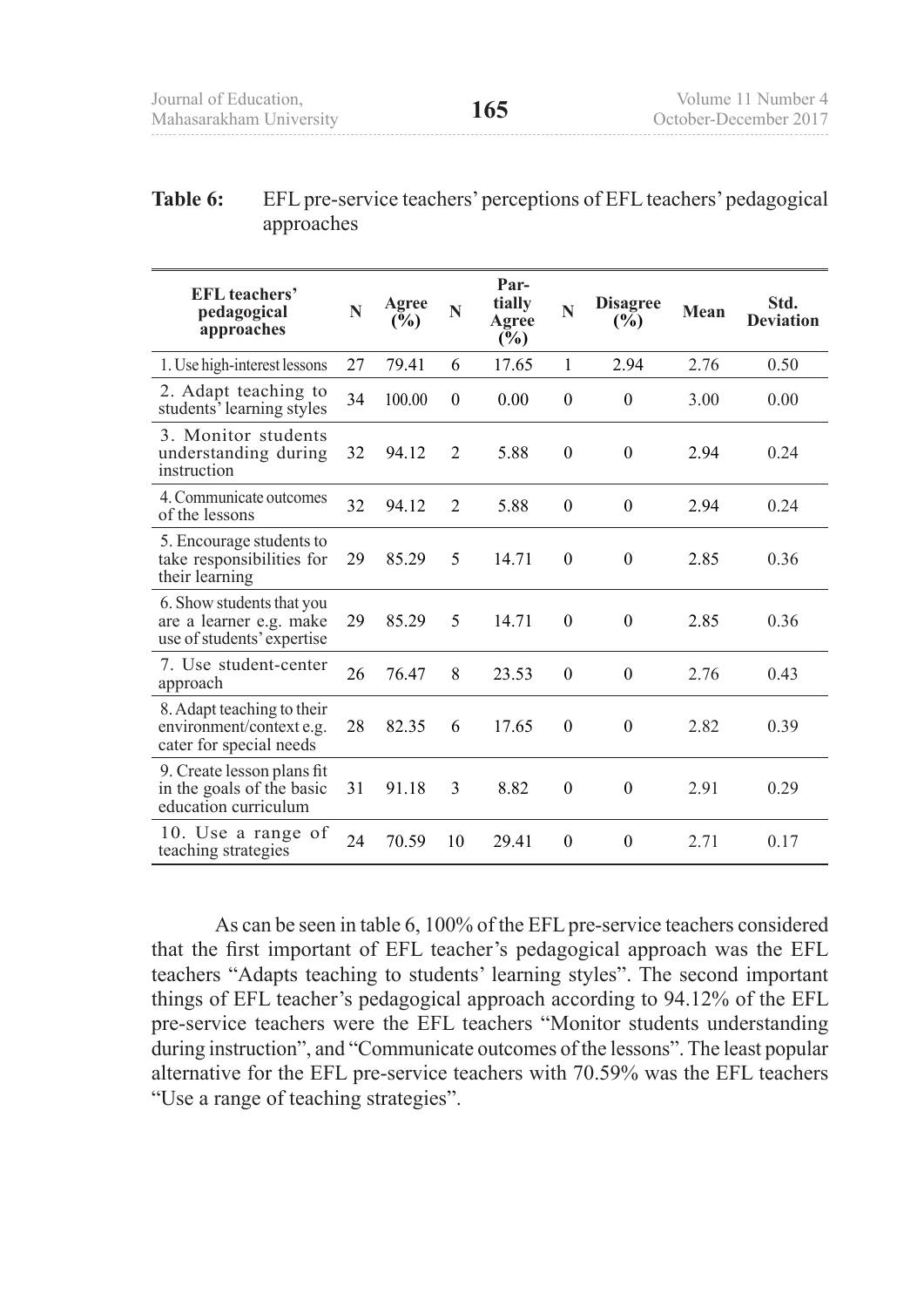**Table 6:** EFL pre-service teachers' perceptions of EFL teachers' pedagogical approaches

| EFL teachers' pedagogical approaches | N | Agree (%) | N | Partially Agree (%) | N | Disagree (%) | Mean | Std. Deviation |
|---|---|---|---|---|---|---|---|---|
| 1. Use high-interest lessons | 27 | 79.41 | 6 | 17.65 | 1 | 2.94 | 2.76 | 0.50 |
| 2. Adapt teaching to students' learning styles | 34 | 100.00 | 0 | 0.00 | 0 | 0 | 3.00 | 0.00 |
| 3. Monitor students understanding during instruction | 32 | 94.12 | 2 | 5.88 | 0 | 0 | 2.94 | 0.24 |
| 4. Communicate outcomes of the lessons | 32 | 94.12 | 2 | 5.88 | 0 | 0 | 2.94 | 0.24 |
| 5. Encourage students to take responsibilities for their learning | 29 | 85.29 | 5 | 14.71 | 0 | 0 | 2.85 | 0.36 |
| 6. Show students that you are a learner e.g. make use of students' expertise | 29 | 85.29 | 5 | 14.71 | 0 | 0 | 2.85 | 0.36 |
| 7. Use student-center approach | 26 | 76.47 | 8 | 23.53 | 0 | 0 | 2.76 | 0.43 |
| 8. Adapt teaching to their environment/context e.g. cater for special needs | 28 | 82.35 | 6 | 17.65 | 0 | 0 | 2.82 | 0.39 |
| 9. Create lesson plans fit in the goals of the basic education curriculum | 31 | 91.18 | 3 | 8.82 | 0 | 0 | 2.91 | 0.29 |
| 10. Use a range of teaching strategies | 24 | 70.59 | 10 | 29.41 | 0 | 0 | 2.71 | 0.17 |

As can be seen in table 6, 100% of the EFL pre-service teachers considered that the first important of EFL teacher's pedagogical approach was the EFL teachers "Adapts teaching to students' learning styles". The second important things of EFL teacher's pedagogical approach according to 94.12% of the EFL pre-service teachers were the EFL teachers "Monitor students understanding during instruction", and "Communicate outcomes of the lessons". The least popular alternative for the EFL pre-service teachers with 70.59% was the EFL teachers "Use a range of teaching strategies".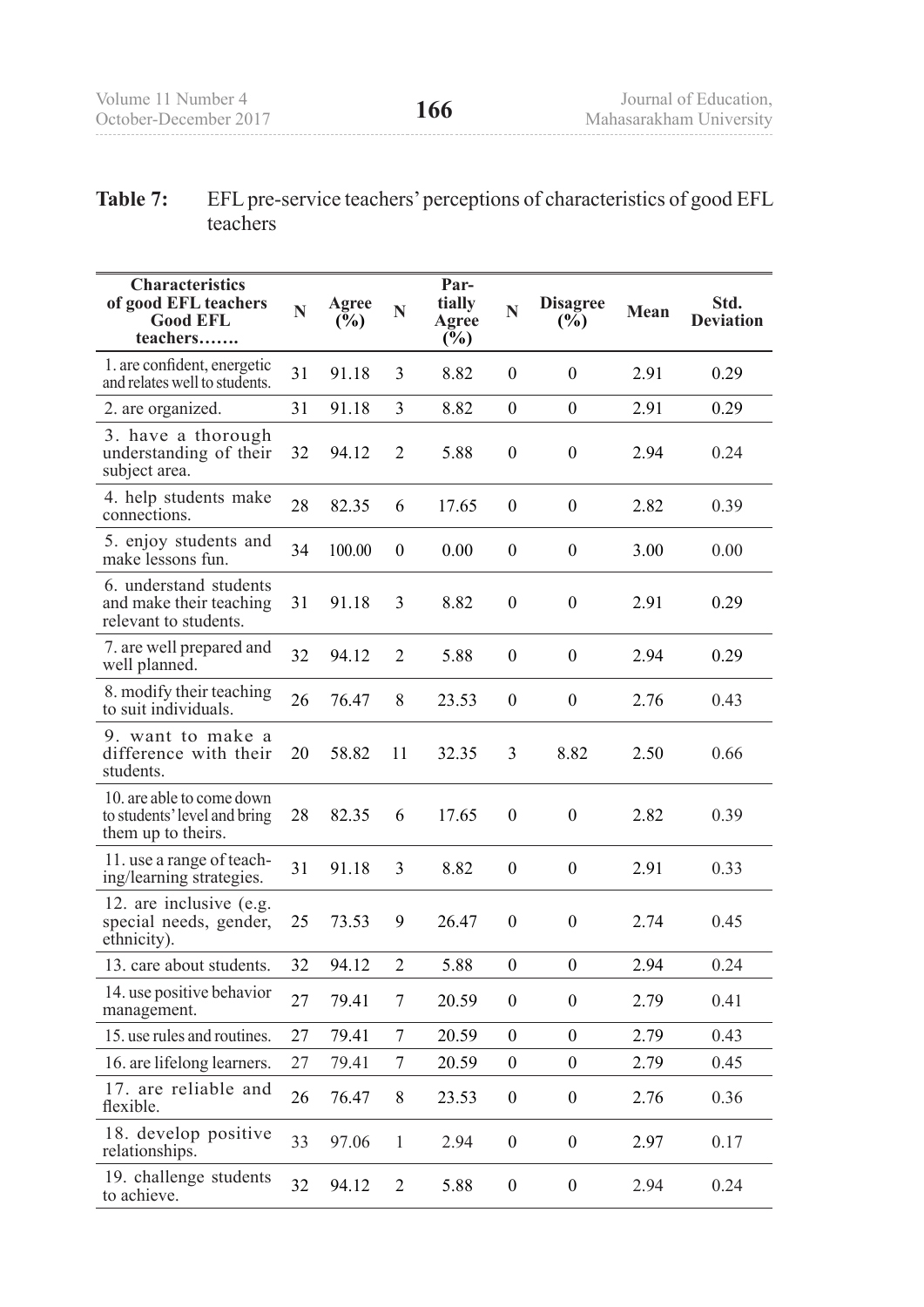**Table 7:** EFL pre-service teachers' perceptions of characteristics of good EFL teachers

| Characteristics of good EFL teachers Good EFL teachers……. | N | Agree (%) | N | Partially Agree (%) | N | Disagree (%) | Mean | Std. Deviation |
|---|---|---|---|---|---|---|---|---|
| 1. are confident, energetic and relates well to students. | 31 | 91.18 | 3 | 8.82 | 0 | 0 | 2.91 | 0.29 |
| 2. are organized. | 31 | 91.18 | 3 | 8.82 | 0 | 0 | 2.91 | 0.29 |
| 3. have a thorough understanding of their subject area. | 32 | 94.12 | 2 | 5.88 | 0 | 0 | 2.94 | 0.24 |
| 4. help students make connections. | 28 | 82.35 | 6 | 17.65 | 0 | 0 | 2.82 | 0.39 |
| 5. enjoy students and make lessons fun. | 34 | 100.00 | 0 | 0.00 | 0 | 0 | 3.00 | 0.00 |
| 6. understand students and make their teaching relevant to students. | 31 | 91.18 | 3 | 8.82 | 0 | 0 | 2.91 | 0.29 |
| 7. are well prepared and well planned. | 32 | 94.12 | 2 | 5.88 | 0 | 0 | 2.94 | 0.29 |
| 8. modify their teaching to suit individuals. | 26 | 76.47 | 8 | 23.53 | 0 | 0 | 2.76 | 0.43 |
| 9. want to make a difference with their students. | 20 | 58.82 | 11 | 32.35 | 3 | 8.82 | 2.50 | 0.66 |
| 10. are able to come down to students' level and bring them up to theirs. | 28 | 82.35 | 6 | 17.65 | 0 | 0 | 2.82 | 0.39 |
| 11. use a range of teaching/learning strategies. | 31 | 91.18 | 3 | 8.82 | 0 | 0 | 2.91 | 0.33 |
| 12. are inclusive (e.g. special needs, gender, ethnicity). | 25 | 73.53 | 9 | 26.47 | 0 | 0 | 2.74 | 0.45 |
| 13. care about students. | 32 | 94.12 | 2 | 5.88 | 0 | 0 | 2.94 | 0.24 |
| 14. use positive behavior management. | 27 | 79.41 | 7 | 20.59 | 0 | 0 | 2.79 | 0.41 |
| 15. use rules and routines. | 27 | 79.41 | 7 | 20.59 | 0 | 0 | 2.79 | 0.43 |
| 16. are lifelong learners. | 27 | 79.41 | 7 | 20.59 | 0 | 0 | 2.79 | 0.45 |
| 17. are reliable and flexible. | 26 | 76.47 | 8 | 23.53 | 0 | 0 | 2.76 | 0.36 |
| 18. develop positive relationships. | 33 | 97.06 | 1 | 2.94 | 0 | 0 | 2.97 | 0.17 |
| 19. challenge students to achieve. | 32 | 94.12 | 2 | 5.88 | 0 | 0 | 2.94 | 0.24 |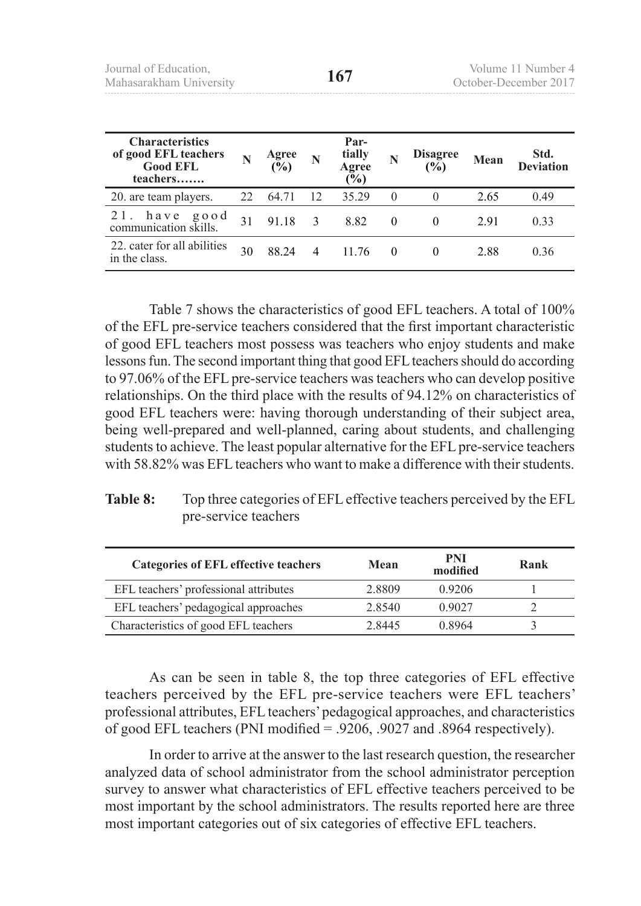| Characteristics of good EFL teachers Good EFL teachers……. | N | Agree (%) | N | Partially Agree (%) | N | Disagree (%) | Mean | Std. Deviation |
|---|---|---|---|---|---|---|---|---|
| 20. are team players. | 22 | 64.71 | 12 | 35.29 | 0 | 0 | 2.65 | 0.49 |
| 21. have good communication skills. | 31 | 91.18 | 3 | 8.82 | 0 | 0 | 2.91 | 0.33 |
| 22. cater for all abilities in the class. | 30 | 88.24 | 4 | 11.76 | 0 | 0 | 2.88 | 0.36 |

Table 7 shows the characteristics of good EFL teachers. A total of 100% of the EFL pre-service teachers considered that the first important characteristic of good EFL teachers most possess was teachers who enjoy students and make lessons fun. The second important thing that good EFL teachers should do according to 97.06% of the EFL pre-service teachers was teachers who can develop positive relationships. On the third place with the results of 94.12% on characteristics of good EFL teachers were: having thorough understanding of their subject area, being well-prepared and well-planned, caring about students, and challenging students to achieve. The least popular alternative for the EFL pre-service teachers with 58.82% was EFL teachers who want to make a difference with their students.

**Table 8:** Top three categories of EFL effective teachers perceived by the EFL pre-service teachers

| Categories of EFL effective teachers | Mean | PNI modified | Rank |
|---|---|---|---|
| EFL teachers' professional attributes | 2.8809 | 0.9206 | 1 |
| EFL teachers' pedagogical approaches | 2.8540 | 0.9027 | 2 |
| Characteristics of good EFL teachers | 2.8445 | 0.8964 | 3 |

As can be seen in table 8, the top three categories of EFL effective teachers perceived by the EFL pre-service teachers were EFL teachers' professional attributes, EFL teachers' pedagogical approaches, and characteristics of good EFL teachers (PNI modified = .9206, .9027 and .8964 respectively).

In order to arrive at the answer to the last research question, the researcher analyzed data of school administrator from the school administrator perception survey to answer what characteristics of EFL effective teachers perceived to be most important by the school administrators. The results reported here are three most important categories out of six categories of effective EFL teachers.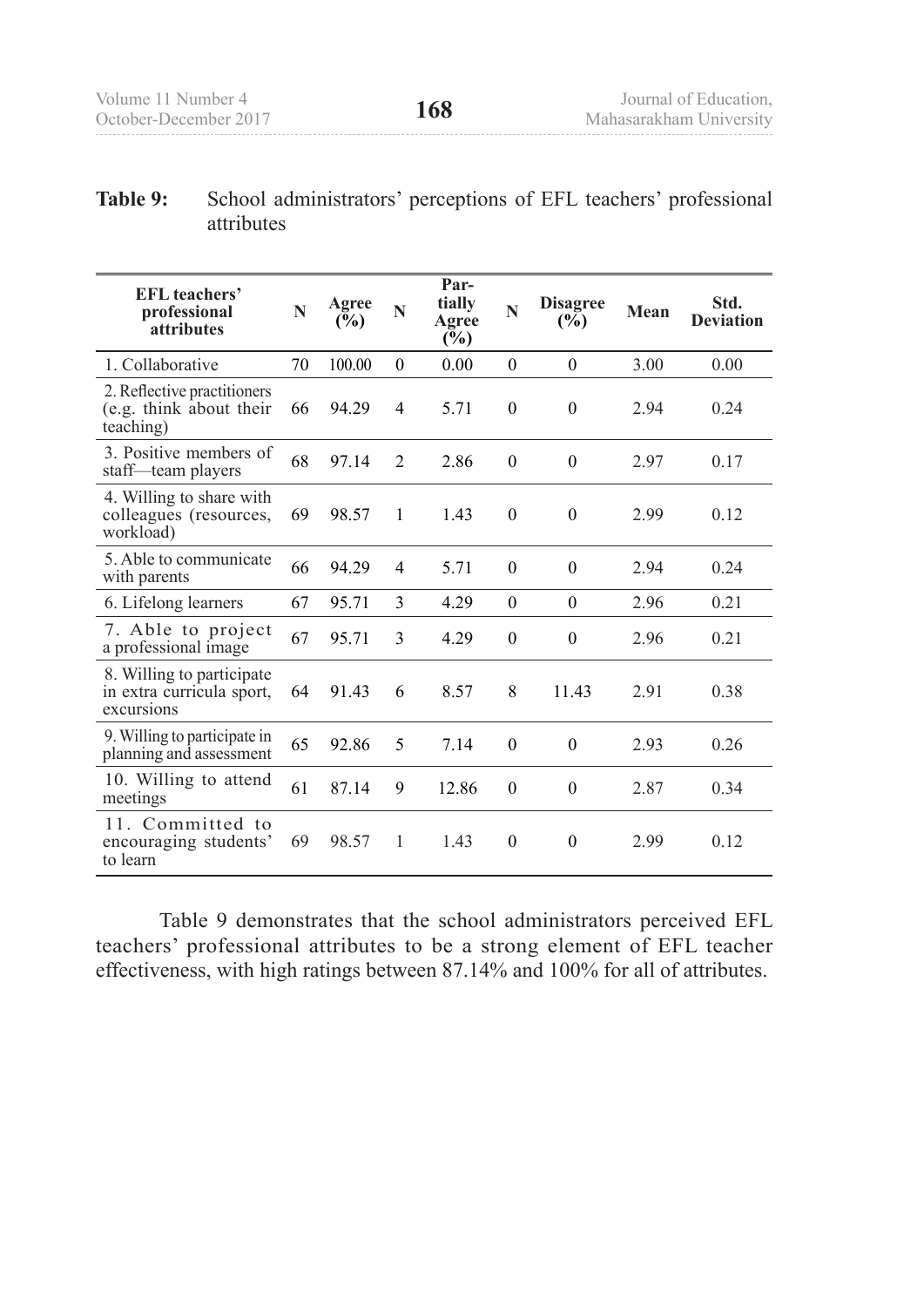**Table 9:** School administrators' perceptions of EFL teachers' professional attributes

| EFL teachers' professional attributes | N | Agree (%) | N | Partially Agree (%) | N | Disagree (%) | Mean | Std. Deviation |
|---|---|---|---|---|---|---|---|---|
| 1. Collaborative | 70 | 100.00 | 0 | 0.00 | 0 | 0 | 3.00 | 0.00 |
| 2. Reflective practitioners (e.g. think about their teaching) | 66 | 94.29 | 4 | 5.71 | 0 | 0 | 2.94 | 0.24 |
| 3. Positive members of staff—team players | 68 | 97.14 | 2 | 2.86 | 0 | 0 | 2.97 | 0.17 |
| 4. Willing to share with colleagues (resources, workload) | 69 | 98.57 | 1 | 1.43 | 0 | 0 | 2.99 | 0.12 |
| 5. Able to communicate with parents | 66 | 94.29 | 4 | 5.71 | 0 | 0 | 2.94 | 0.24 |
| 6. Lifelong learners | 67 | 95.71 | 3 | 4.29 | 0 | 0 | 2.96 | 0.21 |
| 7. Able to project a professional image | 67 | 95.71 | 3 | 4.29 | 0 | 0 | 2.96 | 0.21 |
| 8. Willing to participate in extra curricula sport, excursions | 64 | 91.43 | 6 | 8.57 | 8 | 11.43 | 2.91 | 0.38 |
| 9. Willing to participate in planning and assessment | 65 | 92.86 | 5 | 7.14 | 0 | 0 | 2.93 | 0.26 |
| 10. Willing to attend meetings | 61 | 87.14 | 9 | 12.86 | 0 | 0 | 2.87 | 0.34 |
| 11. Committed to encouraging students' to learn | 69 | 98.57 | 1 | 1.43 | 0 | 0 | 2.99 | 0.12 |

Table 9 demonstrates that the school administrators perceived EFL teachers' professional attributes to be a strong element of EFL teacher effectiveness, with high ratings between 87.14% and 100% for all of attributes.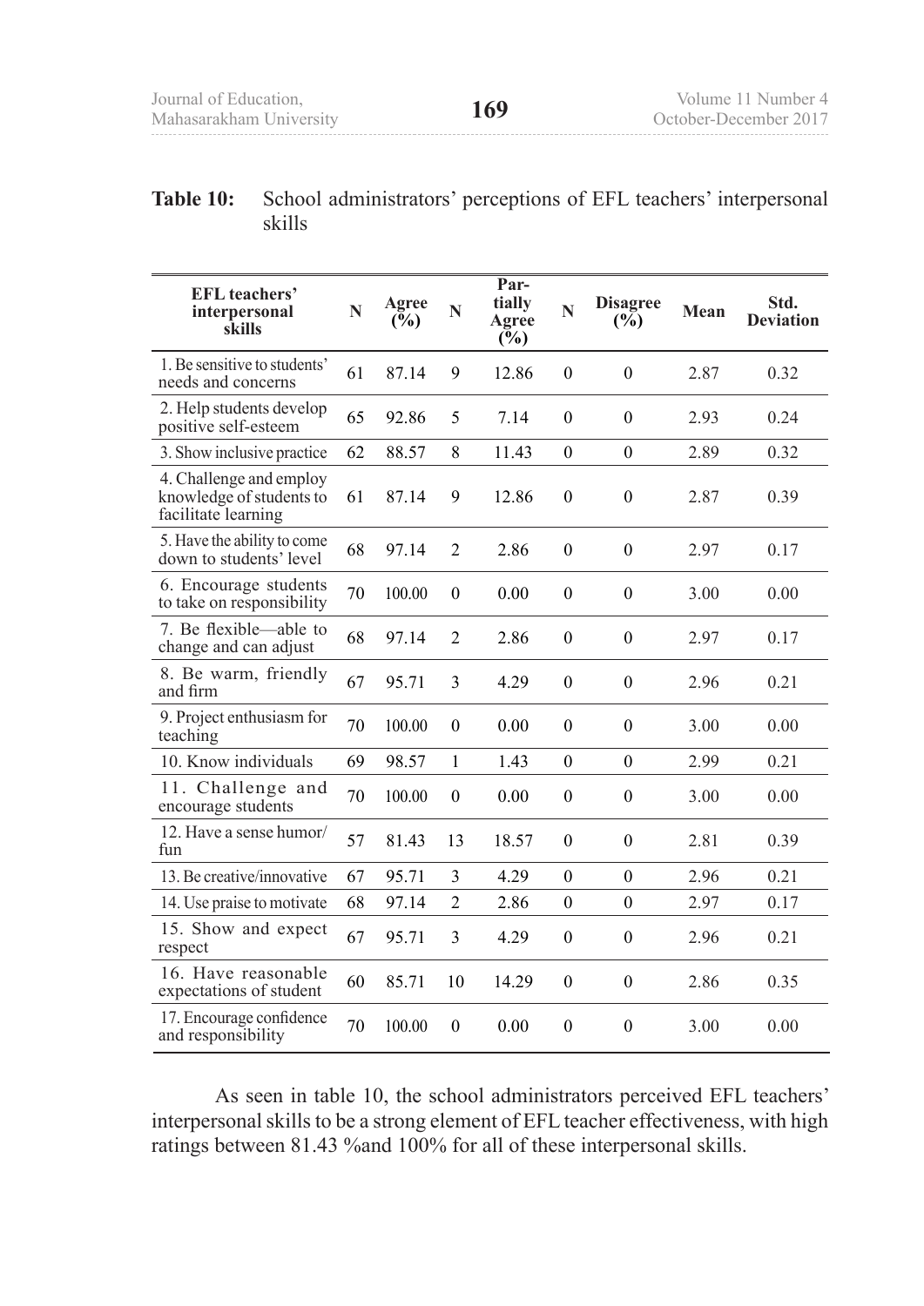**Table 10:** School administrators' perceptions of EFL teachers' interpersonal skills

| EFL teachers' interpersonal skills | N | Agree (%) | N | Partially Agree (%) | N | Disagree (%) | Mean | Std. Deviation |
|---|---|---|---|---|---|---|---|---|
| 1. Be sensitive to students' needs and concerns | 61 | 87.14 | 9 | 12.86 | 0 | 0 | 2.87 | 0.32 |
| 2. Help students develop positive self-esteem | 65 | 92.86 | 5 | 7.14 | 0 | 0 | 2.93 | 0.24 |
| 3. Show inclusive practice | 62 | 88.57 | 8 | 11.43 | 0 | 0 | 2.89 | 0.32 |
| 4. Challenge and employ knowledge of students to facilitate learning | 61 | 87.14 | 9 | 12.86 | 0 | 0 | 2.87 | 0.39 |
| 5. Have the ability to come down to students' level | 68 | 97.14 | 2 | 2.86 | 0 | 0 | 2.97 | 0.17 |
| 6. Encourage students to take on responsibility | 70 | 100.00 | 0 | 0.00 | 0 | 0 | 3.00 | 0.00 |
| 7. Be flexible—able to change and can adjust | 68 | 97.14 | 2 | 2.86 | 0 | 0 | 2.97 | 0.17 |
| 8. Be warm, friendly and firm | 67 | 95.71 | 3 | 4.29 | 0 | 0 | 2.96 | 0.21 |
| 9. Project enthusiasm for teaching | 70 | 100.00 | 0 | 0.00 | 0 | 0 | 3.00 | 0.00 |
| 10. Know individuals | 69 | 98.57 | 1 | 1.43 | 0 | 0 | 2.99 | 0.21 |
| 11. Challenge and encourage students | 70 | 100.00 | 0 | 0.00 | 0 | 0 | 3.00 | 0.00 |
| 12. Have a sense humor/ fun | 57 | 81.43 | 13 | 18.57 | 0 | 0 | 2.81 | 0.39 |
| 13. Be creative/innovative | 67 | 95.71 | 3 | 4.29 | 0 | 0 | 2.96 | 0.21 |
| 14. Use praise to motivate | 68 | 97.14 | 2 | 2.86 | 0 | 0 | 2.97 | 0.17 |
| 15. Show and expect respect | 67 | 95.71 | 3 | 4.29 | 0 | 0 | 2.96 | 0.21 |
| 16. Have reasonable expectations of student | 60 | 85.71 | 10 | 14.29 | 0 | 0 | 2.86 | 0.35 |
| 17. Encourage confidence and responsibility | 70 | 100.00 | 0 | 0.00 | 0 | 0 | 3.00 | 0.00 |

As seen in table 10, the school administrators perceived EFL teachers' interpersonal skills to be a strong element of EFL teacher effectiveness, with high ratings between 81.43 %and 100% for all of these interpersonal skills.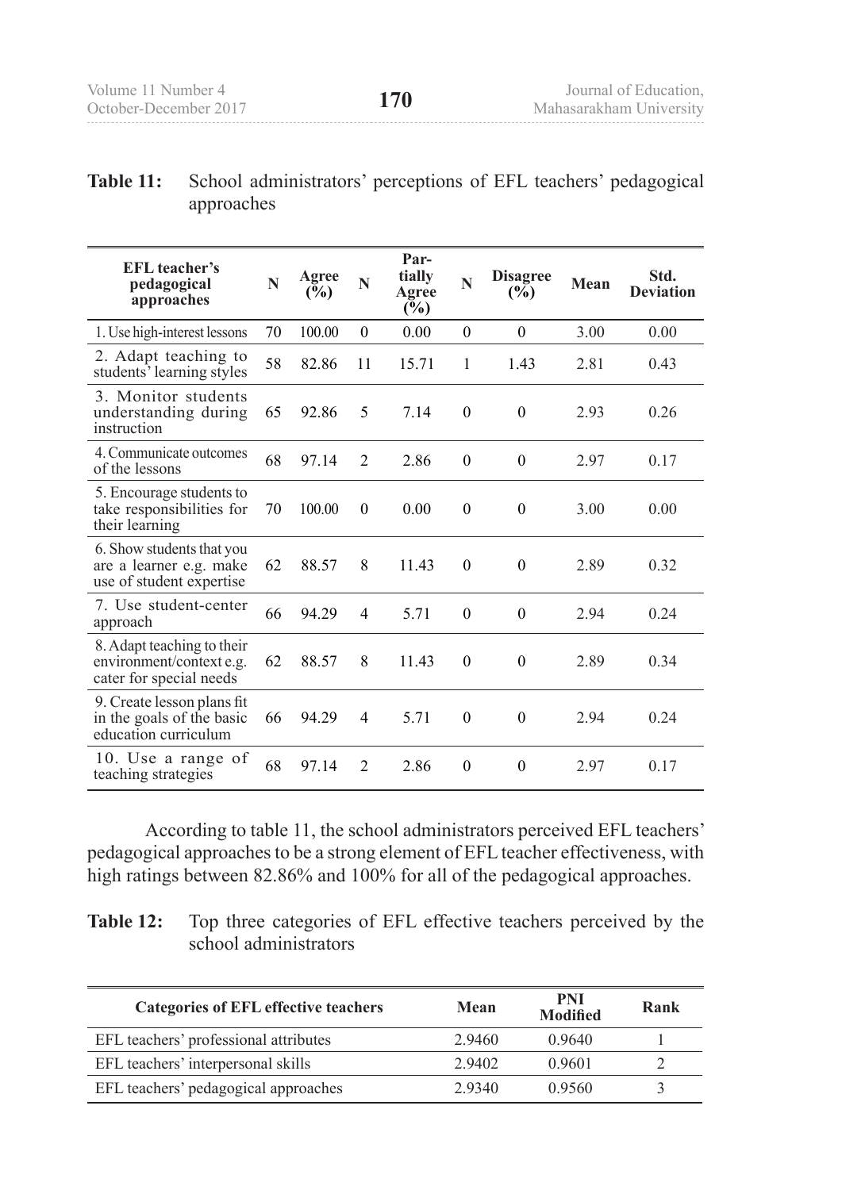**Table 11:** School administrators' perceptions of EFL teachers' pedagogical approaches

| EFL teacher's pedagogical approaches | N | Agree (%) | N | Partially Agree (%) | N | Disagree (%) | Mean | Std. Deviation |
|---|---|---|---|---|---|---|---|---|
| 1. Use high-interest lessons | 70 | 100.00 | 0 | 0.00 | 0 | 0 | 3.00 | 0.00 |
| 2. Adapt teaching to students' learning styles | 58 | 82.86 | 11 | 15.71 | 1 | 1.43 | 2.81 | 0.43 |
| 3. Monitor students understanding during instruction | 65 | 92.86 | 5 | 7.14 | 0 | 0 | 2.93 | 0.26 |
| 4. Communicate outcomes of the lessons | 68 | 97.14 | 2 | 2.86 | 0 | 0 | 2.97 | 0.17 |
| 5. Encourage students to take responsibilities for their learning | 70 | 100.00 | 0 | 0.00 | 0 | 0 | 3.00 | 0.00 |
| 6. Show students that you are a learner e.g. make use of student expertise | 62 | 88.57 | 8 | 11.43 | 0 | 0 | 2.89 | 0.32 |
| 7. Use student-center approach | 66 | 94.29 | 4 | 5.71 | 0 | 0 | 2.94 | 0.24 |
| 8. Adapt teaching to their environment/context e.g. cater for special needs | 62 | 88.57 | 8 | 11.43 | 0 | 0 | 2.89 | 0.34 |
| 9. Create lesson plans fit in the goals of the basic education curriculum | 66 | 94.29 | 4 | 5.71 | 0 | 0 | 2.94 | 0.24 |
| 10. Use a range of teaching strategies | 68 | 97.14 | 2 | 2.86 | 0 | 0 | 2.97 | 0.17 |

According to table 11, the school administrators perceived EFL teachers' pedagogical approaches to be a strong element of EFL teacher effectiveness, with high ratings between 82.86% and 100% for all of the pedagogical approaches.

**Table 12:** Top three categories of EFL effective teachers perceived by the school administrators

| Categories of EFL effective teachers | Mean | PNI Modified | Rank |
|---|---|---|---|
| EFL teachers' professional attributes | 2.9460 | 0.9640 | 1 |
| EFL teachers' interpersonal skills | 2.9402 | 0.9601 | 2 |
| EFL teachers' pedagogical approaches | 2.9340 | 0.9560 | 3 |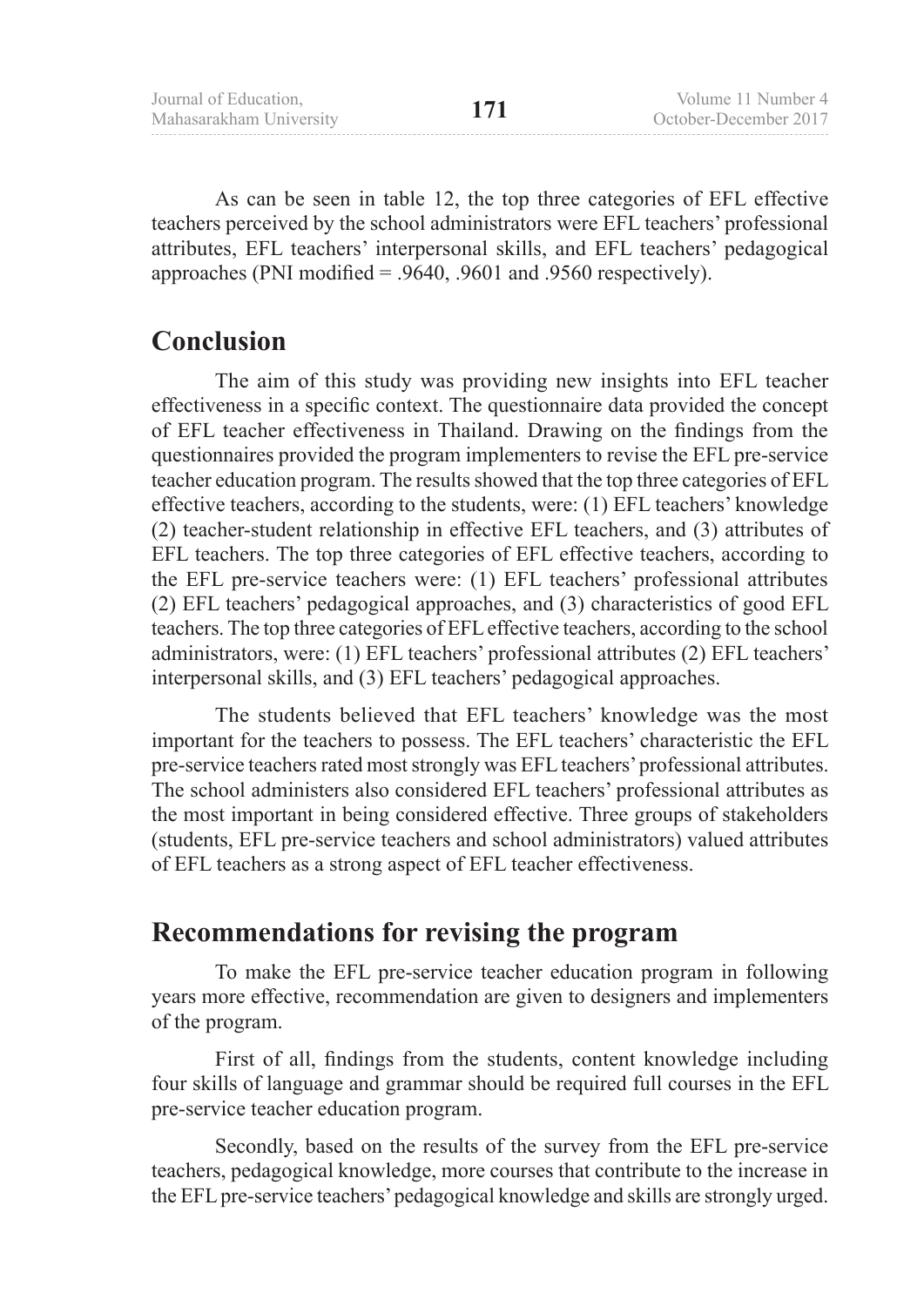As can be seen in table 12, the top three categories of EFL effective teachers perceived by the school administrators were EFL teachers' professional attributes, EFL teachers' interpersonal skills, and EFL teachers' pedagogical approaches (PNI modified = .9640, .9601 and .9560 respectively).

## Conclusion

The aim of this study was providing new insights into EFL teacher effectiveness in a specific context. The questionnaire data provided the concept of EFL teacher effectiveness in Thailand. Drawing on the findings from the questionnaires provided the program implementers to revise the EFL pre-service teacher education program. The results showed that the top three categories of EFL effective teachers, according to the students, were: (1) EFL teachers' knowledge (2) teacher-student relationship in effective EFL teachers, and (3) attributes of EFL teachers. The top three categories of EFL effective teachers, according to the EFL pre-service teachers were: (1) EFL teachers' professional attributes (2) EFL teachers' pedagogical approaches, and (3) characteristics of good EFL teachers. The top three categories of EFL effective teachers, according to the school administrators, were: (1) EFL teachers' professional attributes (2) EFL teachers' interpersonal skills, and (3) EFL teachers' pedagogical approaches.

The students believed that EFL teachers' knowledge was the most important for the teachers to possess. The EFL teachers' characteristic the EFL pre-service teachers rated most strongly was EFL teachers' professional attributes. The school administers also considered EFL teachers' professional attributes as the most important in being considered effective. Three groups of stakeholders (students, EFL pre-service teachers and school administrators) valued attributes of EFL teachers as a strong aspect of EFL teacher effectiveness.

## Recommendations for revising the program

To make the EFL pre-service teacher education program in following years more effective, recommendation are given to designers and implementers of the program.

First of all, findings from the students, content knowledge including four skills of language and grammar should be required full courses in the EFL pre-service teacher education program.

Secondly, based on the results of the survey from the EFL pre-service teachers, pedagogical knowledge, more courses that contribute to the increase in the EFL pre-service teachers' pedagogical knowledge and skills are strongly urged.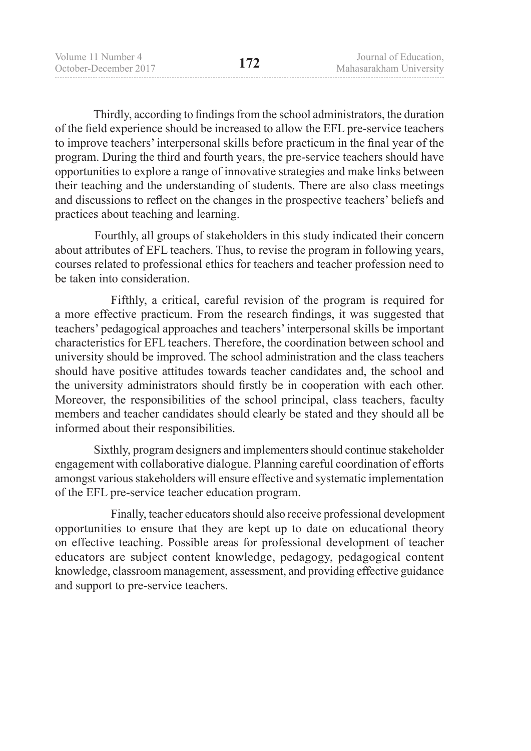Thirdly, according to findings from the school administrators, the duration of the field experience should be increased to allow the EFL pre-service teachers to improve teachers' interpersonal skills before practicum in the final year of the program. During the third and fourth years, the pre-service teachers should have opportunities to explore a range of innovative strategies and make links between their teaching and the understanding of students. There are also class meetings and discussions to reflect on the changes in the prospective teachers' beliefs and practices about teaching and learning.

Fourthly, all groups of stakeholders in this study indicated their concern about attributes of EFL teachers. Thus, to revise the program in following years, courses related to professional ethics for teachers and teacher profession need to be taken into consideration.

Fifthly, a critical, careful revision of the program is required for a more effective practicum. From the research findings, it was suggested that teachers' pedagogical approaches and teachers' interpersonal skills be important characteristics for EFL teachers. Therefore, the coordination between school and university should be improved. The school administration and the class teachers should have positive attitudes towards teacher candidates and, the school and the university administrators should firstly be in cooperation with each other. Moreover, the responsibilities of the school principal, class teachers, faculty members and teacher candidates should clearly be stated and they should all be informed about their responsibilities.

Sixthly, program designers and implementers should continue stakeholder engagement with collaborative dialogue. Planning careful coordination of efforts amongst various stakeholders will ensure effective and systematic implementation of the EFL pre-service teacher education program.

Finally, teacher educators should also receive professional development opportunities to ensure that they are kept up to date on educational theory on effective teaching. Possible areas for professional development of teacher educators are subject content knowledge, pedagogy, pedagogical content knowledge, classroom management, assessment, and providing effective guidance and support to pre-service teachers.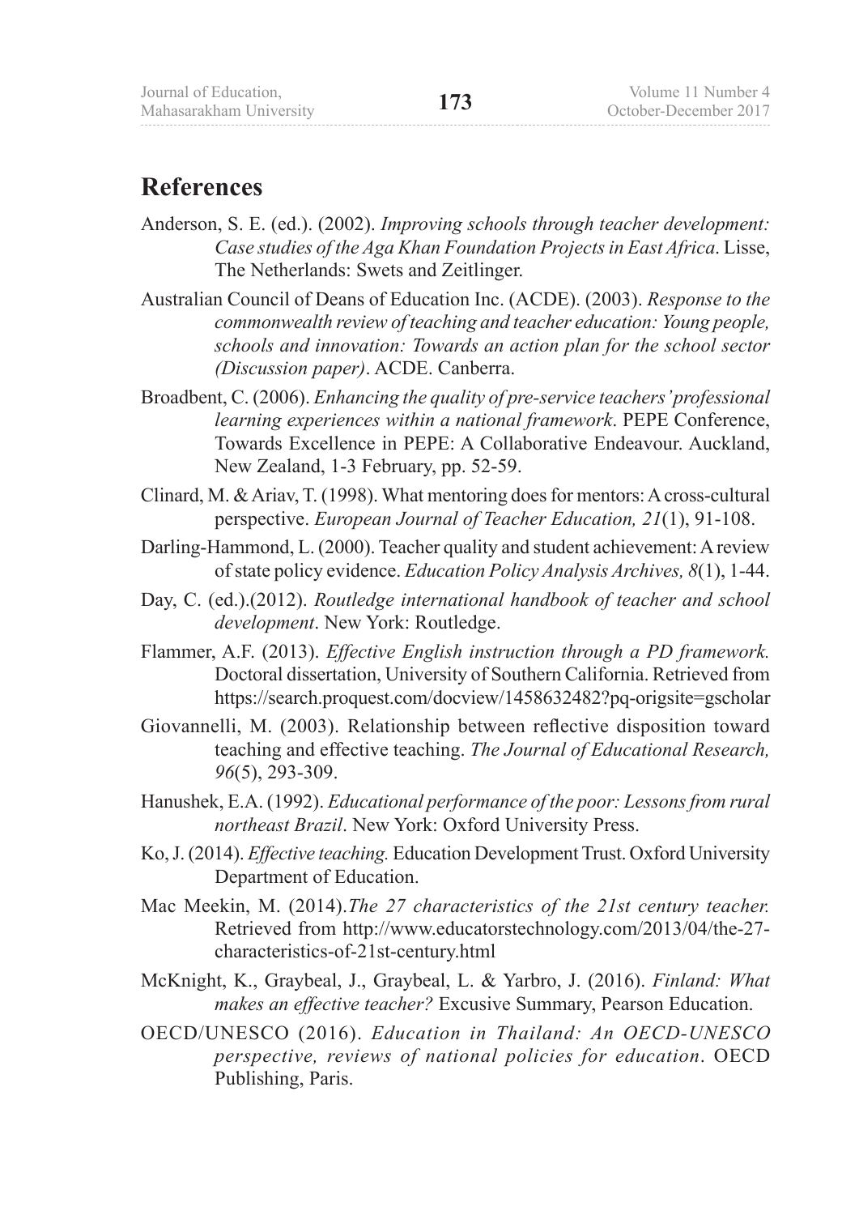## References

Anderson, S. E. (ed.). (2002). *Improving schools through teacher development: Case studies of the Aga Khan Foundation Projects in East Africa*. Lisse, The Netherlands: Swets and Zeitlinger.

Australian Council of Deans of Education Inc. (ACDE). (2003). *Response to the commonwealth review of teaching and teacher education: Young people, schools and innovation: Towards an action plan for the school sector (Discussion paper)*. ACDE. Canberra.

Broadbent, C. (2006). *Enhancing the quality of pre-service teachers' professional learning experiences within a national framework*. PEPE Conference, Towards Excellence in PEPE: A Collaborative Endeavour. Auckland, New Zealand, 1-3 February, pp. 52-59.

Clinard, M. & Ariav, T. (1998). What mentoring does for mentors: A cross-cultural perspective. *European Journal of Teacher Education, 21*(1), 91-108.

Darling-Hammond, L. (2000). Teacher quality and student achievement: A review of state policy evidence. *Education Policy Analysis Archives, 8*(1), 1-44.

Day, C. (ed.).(2012). *Routledge international handbook of teacher and school development*. New York: Routledge.

Flammer, A.F. (2013). *Effective English instruction through a PD framework.* Doctoral dissertation, University of Southern California. Retrieved from https://search.proquest.com/docview/1458632482?pq-origsite=gscholar

Giovannelli, M. (2003). Relationship between reflective disposition toward teaching and effective teaching. *The Journal of Educational Research, 96*(5), 293-309.

Hanushek, E.A. (1992). *Educational performance of the poor: Lessons from rural northeast Brazil*. New York: Oxford University Press.

Ko, J. (2014). *Effective teaching.* Education Development Trust. Oxford University Department of Education.

Mac Meekin, M. (2014).*The 27 characteristics of the 21st century teacher.* Retrieved from http://www.educatorstechnology.com/2013/04/the-27-characteristics-of-21st-century.html

McKnight, K., Graybeal, J., Graybeal, L. & Yarbro, J. (2016). *Finland: What makes an effective teacher?* Excusive Summary, Pearson Education.

OECD/UNESCO (2016). *Education in Thailand: An OECD-UNESCO perspective, reviews of national policies for education*. OECD Publishing, Paris.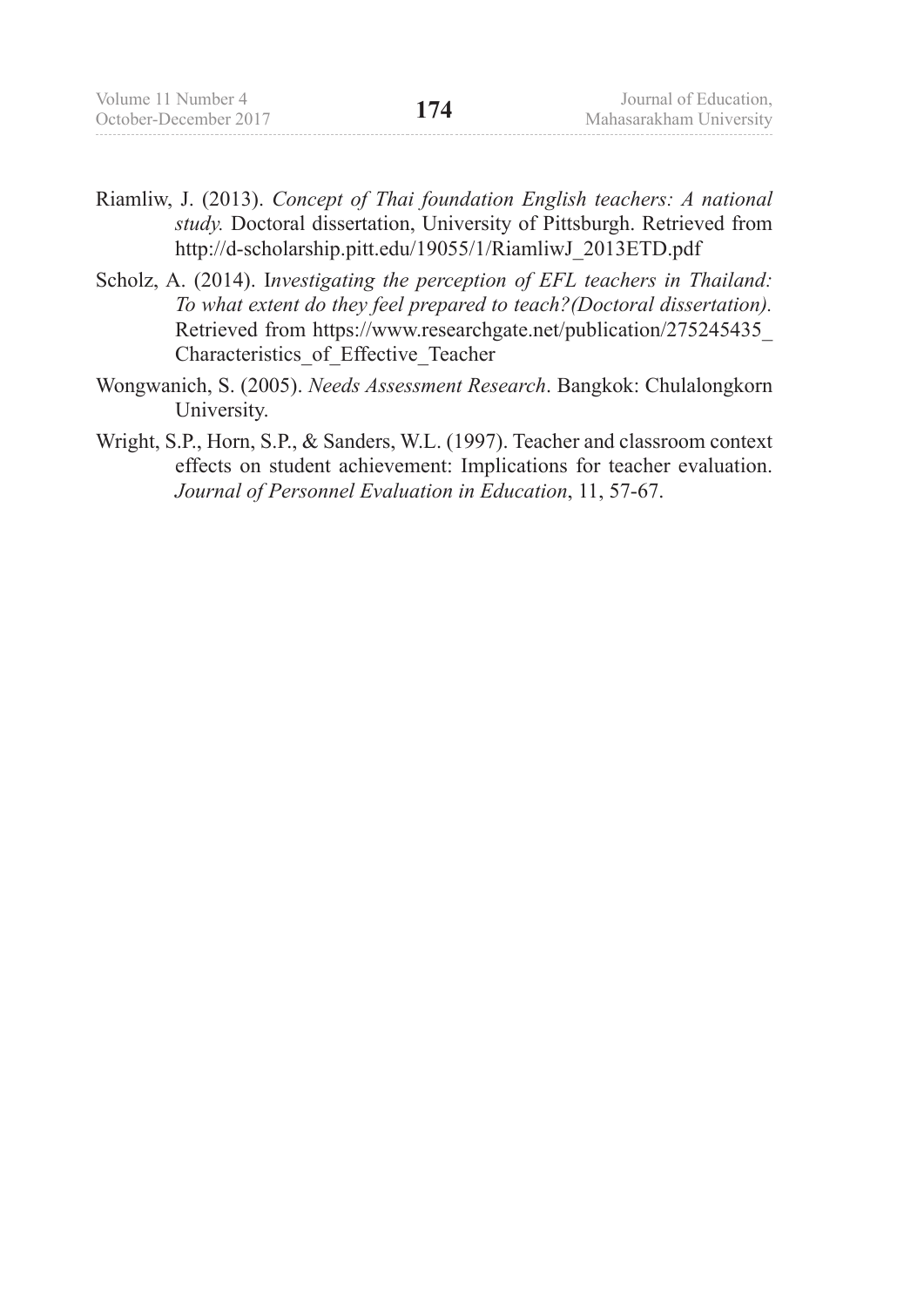Riamliw, J. (2013). *Concept of Thai foundation English teachers: A national study.* Doctoral dissertation, University of Pittsburgh. Retrieved from http://d-scholarship.pitt.edu/19055/1/RiamliwJ_2013ETD.pdf

Scholz, A. (2014). I*nvestigating the perception of EFL teachers in Thailand: To what extent do they feel prepared to teach?(Doctoral dissertation).* Retrieved from https://www.researchgate.net/publication/275245435_Characteristics_of_Effective_Teacher

Wongwanich, S. (2005). *Needs Assessment Research*. Bangkok: Chulalongkorn University.

Wright, S.P., Horn, S.P., & Sanders, W.L. (1997). Teacher and classroom context effects on student achievement: Implications for teacher evaluation. *Journal of Personnel Evaluation in Education*, 11, 57-67.